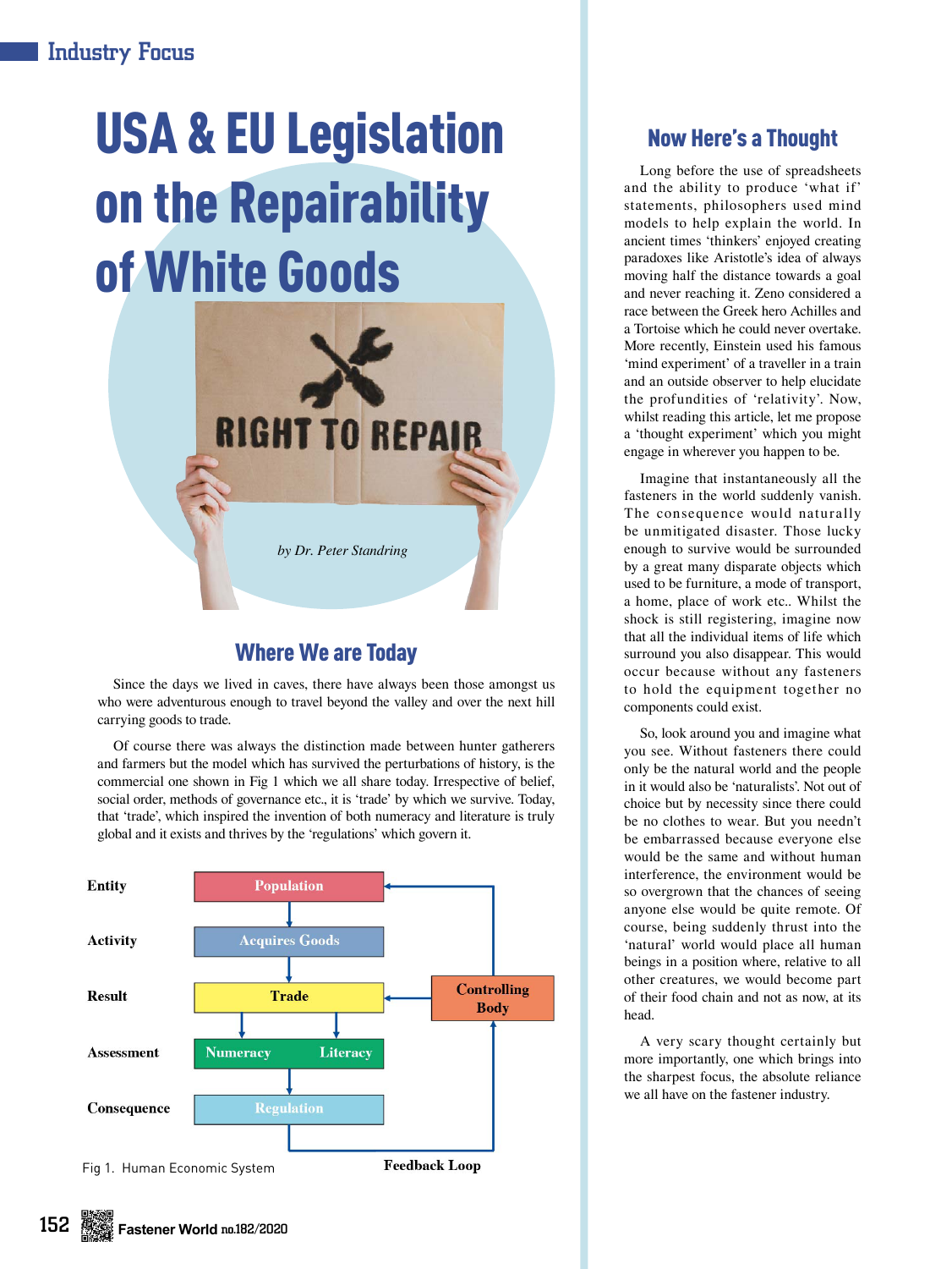# USA & EU Legislation on the Repairability of White Goods

*by Dr. Peter Standring*

## Where We are Today

Since the days we lived in caves, there have always been those amongst us who were adventurous enough to travel beyond the valley and over the next hill carrying goods to trade.

Of course there was always the distinction made between hunter gatherers and farmers but the model which has survived the perturbations of history, is the commercial one shown in Fig 1 which we all share today. Irrespective of belief, social order, methods of governance etc., it is 'trade' by which we survive. Today, that 'trade', which inspired the invention of both numeracy and literature is truly global and it exists and thrives by the 'regulations' which govern it.

| | | |
|---|---|---|
| **Entity** | Population | |
| **Activity** | Acquires Goods | |
| **Result** | Trade | **Controlling Body** |
| **Assessment** | Numeracy / Literacy | |
| **Consequence** | Regulation | **Feedback Loop** |

Fig 1. Human Economic System

## Now Here's a Thought

Long before the use of spreadsheets and the ability to produce 'what if' statements, philosophers used mind models to help explain the world. In ancient times 'thinkers' enjoyed creating paradoxes like Aristotle's idea of always moving half the distance towards a goal and never reaching it. Zeno considered a race between the Greek hero Achilles and a Tortoise which he could never overtake. More recently, Einstein used his famous 'mind experiment' of a traveller in a train and an outside observer to help elucidate the profundities of 'relativity'. Now, whilst reading this article, let me propose a 'thought experiment' which you might engage in wherever you happen to be.

Imagine that instantaneously all the fasteners in the world suddenly vanish. The consequence would naturally be unmitigated disaster. Those lucky enough to survive would be surrounded by a great many disparate objects which used to be furniture, a mode of transport, a home, place of work etc.. Whilst the shock is still registering, imagine now that all the individual items of life which surround you also disappear. This would occur because without any fasteners to hold the equipment together no components could exist.

So, look around you and imagine what you see. Without fasteners there could only be the natural world and the people in it would also be 'naturalists'. Not out of choice but by necessity since there could be no clothes to wear. But you needn't be embarrassed because everyone else would be the same and without human interference, the environment would be so overgrown that the chances of seeing anyone else would be quite remote. Of course, being suddenly thrust into the 'natural' world would place all human beings in a position where, relative to all other creatures, we would become part of their food chain and not as now, at its head.

A very scary thought certainly but more importantly, one which brings into the sharpest focus, the absolute reliance we all have on the fastener industry.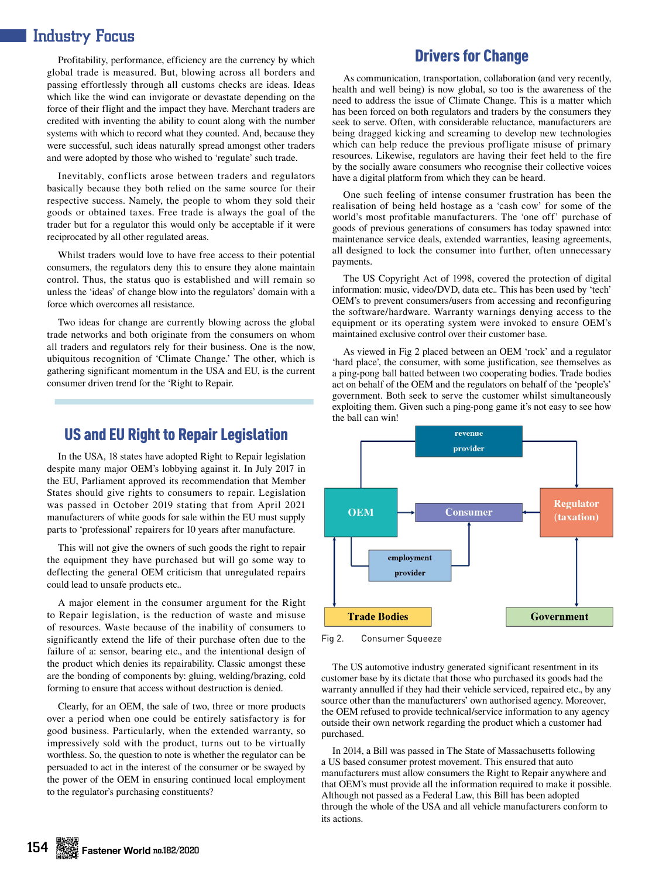Profitability, performance, efficiency are the currency by which global trade is measured. But, blowing across all borders and passing effortlessly through all customs checks are ideas. Ideas which like the wind can invigorate or devastate depending on the force of their flight and the impact they have. Merchant traders are credited with inventing the ability to count along with the number systems with which to record what they counted. And, because they were successful, such ideas naturally spread amongst other traders and were adopted by those who wished to 'regulate' such trade.

Inevitably, conflicts arose between traders and regulators basically because they both relied on the same source for their respective success. Namely, the people to whom they sold their goods or obtained taxes. Free trade is always the goal of the trader but for a regulator this would only be acceptable if it were reciprocated by all other regulated areas.

Whilst traders would love to have free access to their potential consumers, the regulators deny this to ensure they alone maintain control. Thus, the status quo is established and will remain so unless the 'ideas' of change blow into the regulators' domain with a force which overcomes all resistance.

Two ideas for change are currently blowing across the global trade networks and both originate from the consumers on whom all traders and regulators rely for their business. One is the now, ubiquitous recognition of 'Climate Change.' The other, which is gathering significant momentum in the USA and EU, is the current consumer driven trend for the 'Right to Repair.

## US and EU Right to Repair Legislation

In the USA, 18 states have adopted Right to Repair legislation despite many major OEM's lobbying against it. In July 2017 in the EU, Parliament approved its recommendation that Member States should give rights to consumers to repair. Legislation was passed in October 2019 stating that from April 2021 manufacturers of white goods for sale within the EU must supply parts to 'professional' repairers for 10 years after manufacture.

This will not give the owners of such goods the right to repair the equipment they have purchased but will go some way to deflecting the general OEM criticism that unregulated repairs could lead to unsafe products etc..

A major element in the consumer argument for the Right to Repair legislation, is the reduction of waste and misuse of resources. Waste because of the inability of consumers to significantly extend the life of their purchase often due to the failure of a: sensor, bearing etc., and the intentional design of the product which denies its repairability. Classic amongst these are the bonding of components by: gluing, welding/brazing, cold forming to ensure that access without destruction is denied.

Clearly, for an OEM, the sale of two, three or more products over a period when one could be entirely satisfactory is for good business. Particularly, when the extended warranty, so impressively sold with the product, turns out to be virtually worthless. So, the question to note is whether the regulator can be persuaded to act in the interest of the consumer or be swayed by the power of the OEM in ensuring continued local employment to the regulator's purchasing constituents?

## Drivers for Change

As communication, transportation, collaboration (and very recently, health and well being) is now global, so too is the awareness of the need to address the issue of Climate Change. This is a matter which has been forced on both regulators and traders by the consumers they seek to serve. Often, with considerable reluctance, manufacturers are being dragged kicking and screaming to develop new technologies which can help reduce the previous profligate misuse of primary resources. Likewise, regulators are having their feet held to the fire by the socially aware consumers who recognise their collective voices have a digital platform from which they can be heard.

One such feeling of intense consumer frustration has been the realisation of being held hostage as a 'cash cow' for some of the world's most profitable manufacturers. The 'one off' purchase of goods of previous generations of consumers has today spawned into: maintenance service deals, extended warranties, leasing agreements, all designed to lock the consumer into further, often unnecessary payments.

The US Copyright Act of 1998, covered the protection of digital information: music, video/DVD, data etc.. This has been used by 'tech' OEM's to prevent consumers/users from accessing and reconfiguring the software/hardware. Warranty warnings denying access to the equipment or its operating system were invoked to ensure OEM's maintained exclusive control over their customer base.

As viewed in Fig 2 placed between an OEM 'rock' and a regulator 'hard place', the consumer, with some justification, see themselves as a ping-pong ball batted between two cooperating bodies. Trade bodies act on behalf of the OEM and the regulators on behalf of the 'people's' government. Both seek to serve the customer whilst simultaneously exploiting them. Given such a ping-pong game it's not easy to see how the ball can win!

Fig 2. Consumer Squeeze

The US automotive industry generated significant resentment in its customer base by its dictate that those who purchased its goods had the warranty annulled if they had their vehicle serviced, repaired etc., by any source other than the manufacturers' own authorised agency. Moreover, the OEM refused to provide technical/service information to any agency outside their own network regarding the product which a customer had purchased.

In 2014, a Bill was passed in The State of Massachusetts following a US based consumer protest movement. This ensured that auto manufacturers must allow consumers the Right to Repair anywhere and that OEM's must provide all the information required to make it possible. Although not passed as a Federal Law, this Bill has been adopted through the whole of the USA and all vehicle manufacturers conform to its actions.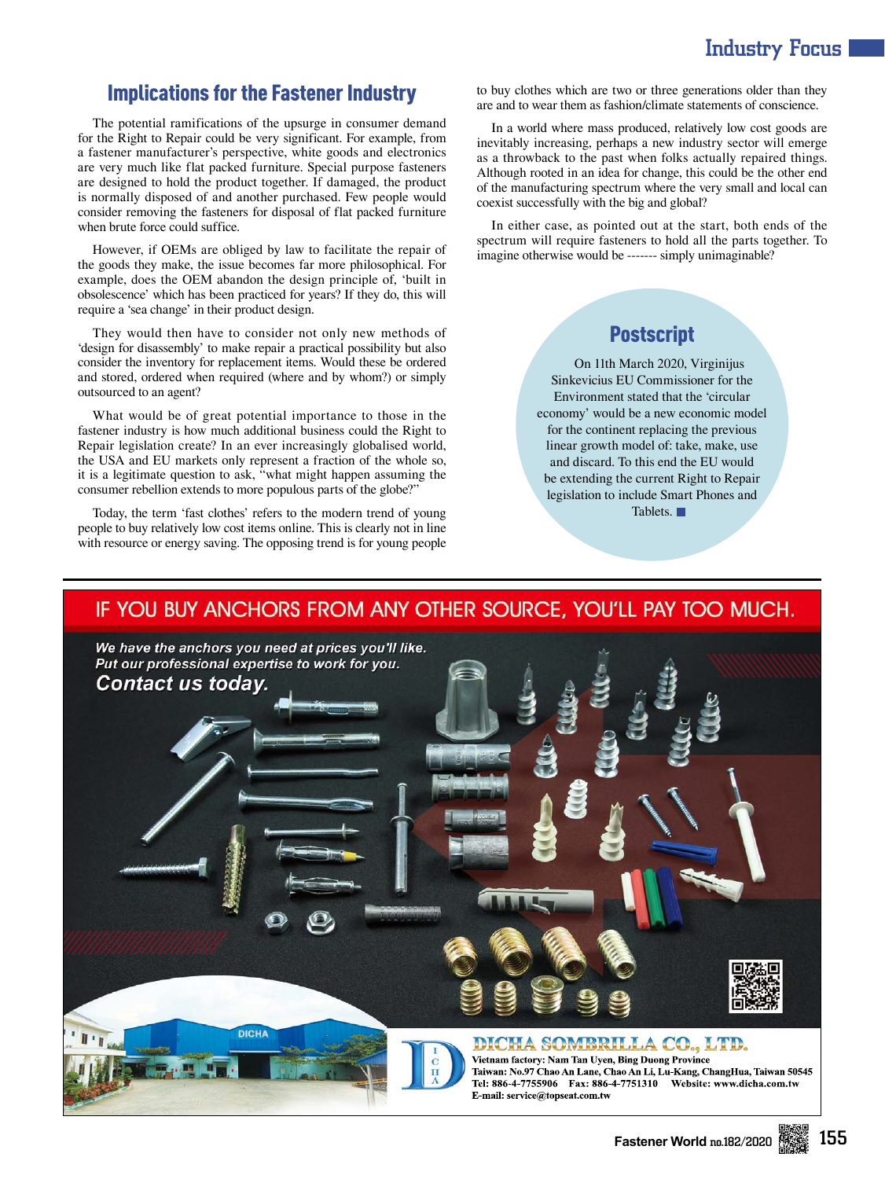## Implications for the Fastener Industry

The potential ramifications of the upsurge in consumer demand for the Right to Repair could be very significant. For example, from a fastener manufacturer's perspective, white goods and electronics are very much like flat packed furniture. Special purpose fasteners are designed to hold the product together. If damaged, the product is normally disposed of and another purchased. Few people would consider removing the fasteners for disposal of flat packed furniture when brute force could suffice.

However, if OEMs are obliged by law to facilitate the repair of the goods they make, the issue becomes far more philosophical. For example, does the OEM abandon the design principle of, 'built in obsolescence' which has been practiced for years? If they do, this will require a 'sea change' in their product design.

They would then have to consider not only new methods of 'design for disassembly' to make repair a practical possibility but also consider the inventory for replacement items. Would these be ordered and stored, ordered when required (where and by whom?) or simply outsourced to an agent?

What would be of great potential importance to those in the fastener industry is how much additional business could the Right to Repair legislation create? In an ever increasingly globalised world, the USA and EU markets only represent a fraction of the whole so, it is a legitimate question to ask, "what might happen assuming the consumer rebellion extends to more populous parts of the globe?"

Today, the term 'fast clothes' refers to the modern trend of young people to buy relatively low cost items online. This is clearly not in line with resource or energy saving. The opposing trend is for young people to buy clothes which are two or three generations older than they are and to wear them as fashion/climate statements of conscience.

In a world where mass produced, relatively low cost goods are inevitably increasing, perhaps a new industry sector will emerge as a throwback to the past when folks actually repaired things. Although rooted in an idea for change, this could be the other end of the manufacturing spectrum where the very small and local can coexist successfully with the big and global?

In either case, as pointed out at the start, both ends of the spectrum will require fasteners to hold all the parts together. To imagine otherwise would be ------- simply unimaginable?

### Postscript

On 11th March 2020, Virginijus Sinkevicius EU Commissioner for the Environment stated that the 'circular economy' would be a new economic model for the continent replacing the previous linear growth model of: take, make, use and discard. To this end the EU would be extending the current Right to Repair legislation to include Smart Phones and Tablets. ■

---

**IF YOU BUY ANCHORS FROM ANY OTHER SOURCE, YOU'LL PAY TOO MUCH.**

*We have the anchors you need at prices you'll like.*
*Put our professional expertise to work for you.*
***Contact us today.***

**DICHA SOMBRILLA CO., LTD.**

**Vietnam factory: Nam Tan Uyen, Bing Duong Province**
**Taiwan: No.97 Chao An Lane, Chao An Li, Lu-Kang, ChangHua, Taiwan 50545**
**Tel: 886-4-7755906 Fax: 886-4-7751310 Website: www.dicha.com.tw**
**E-mail: service@topseat.com.tw**